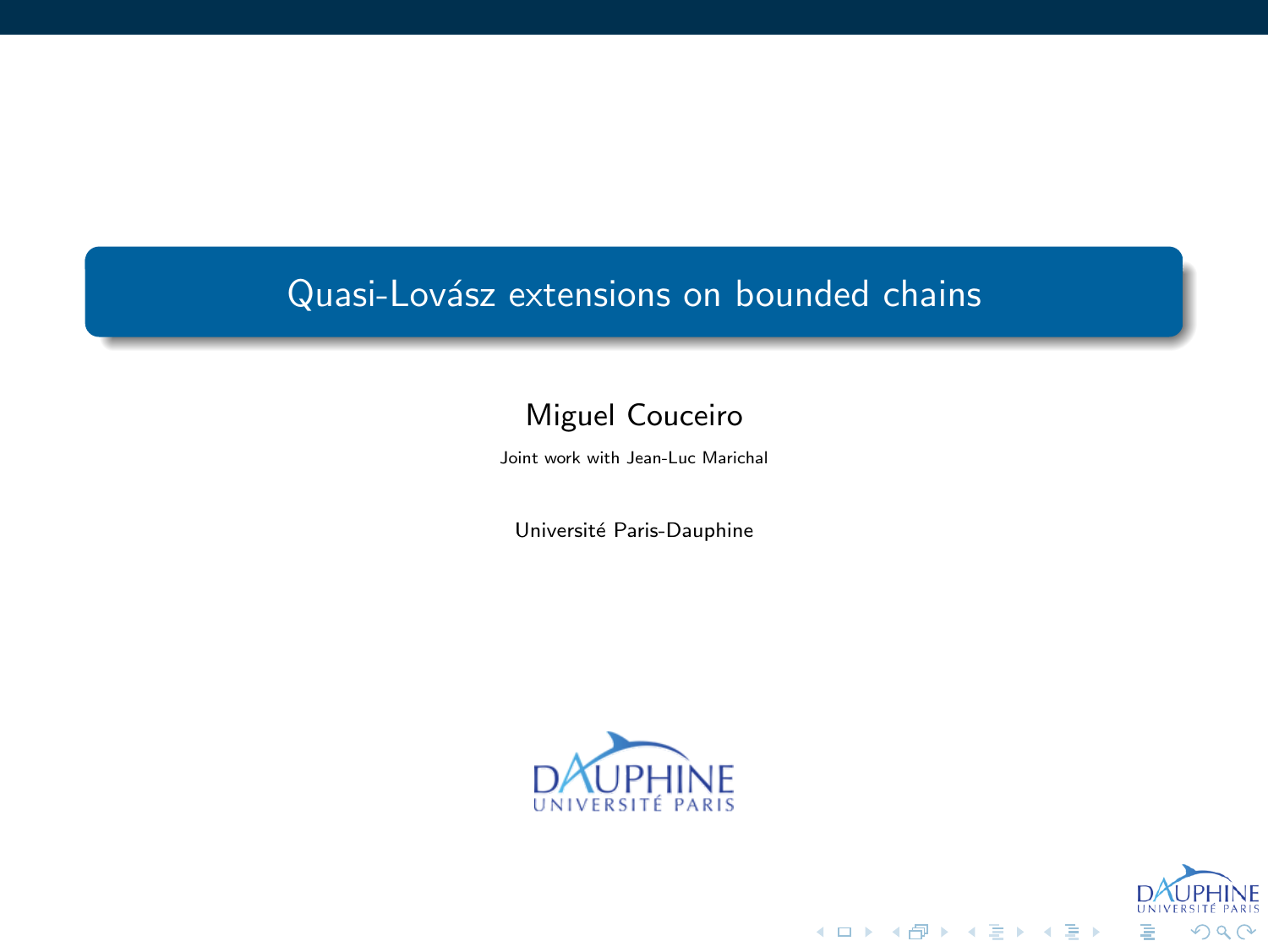# Quasi-Lovász extensions on bounded chains

Miguel Couceiro

Joint work with Jean-Luc Marichal

Université Paris-Dauphine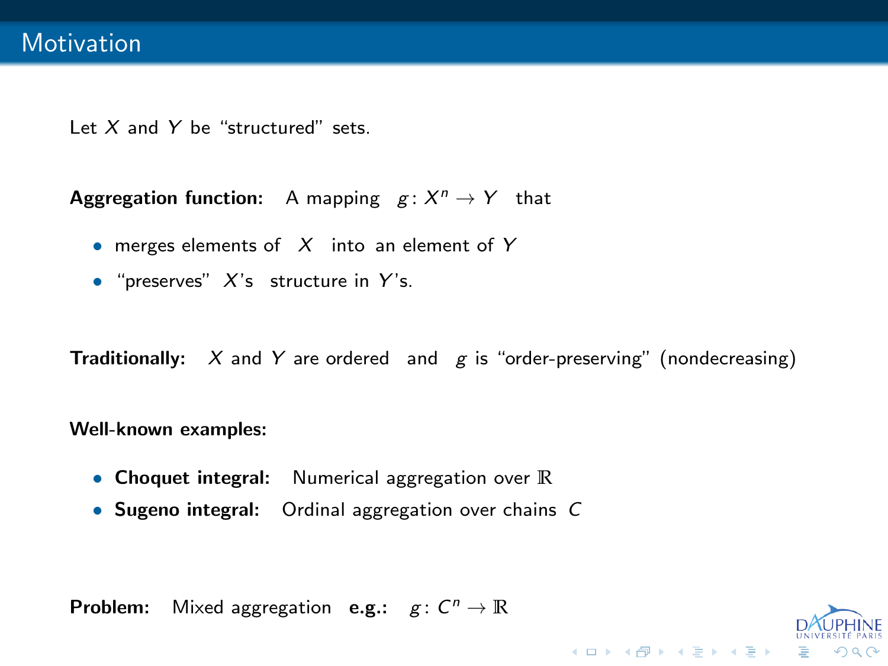# Motivation

Let $X$ and $Y$ be "structured" sets.

**Aggregation function:** A mapping $g\colon X^n \to Y$ that

- merges elements of $X$ into an element of $Y$
- "preserves" $X$'s structure in $Y$'s.

**Traditionally:** $X$ and $Y$ are ordered and $g$ is "order-preserving" (nondecreasing)

**Well-known examples:**

- **Choquet integral:** Numerical aggregation over $\mathbb{R}$
- **Sugeno integral:** Ordinal aggregation over chains $C$

**Problem:** Mixed aggregation **e.g.:** $g\colon C^n \to \mathbb{R}$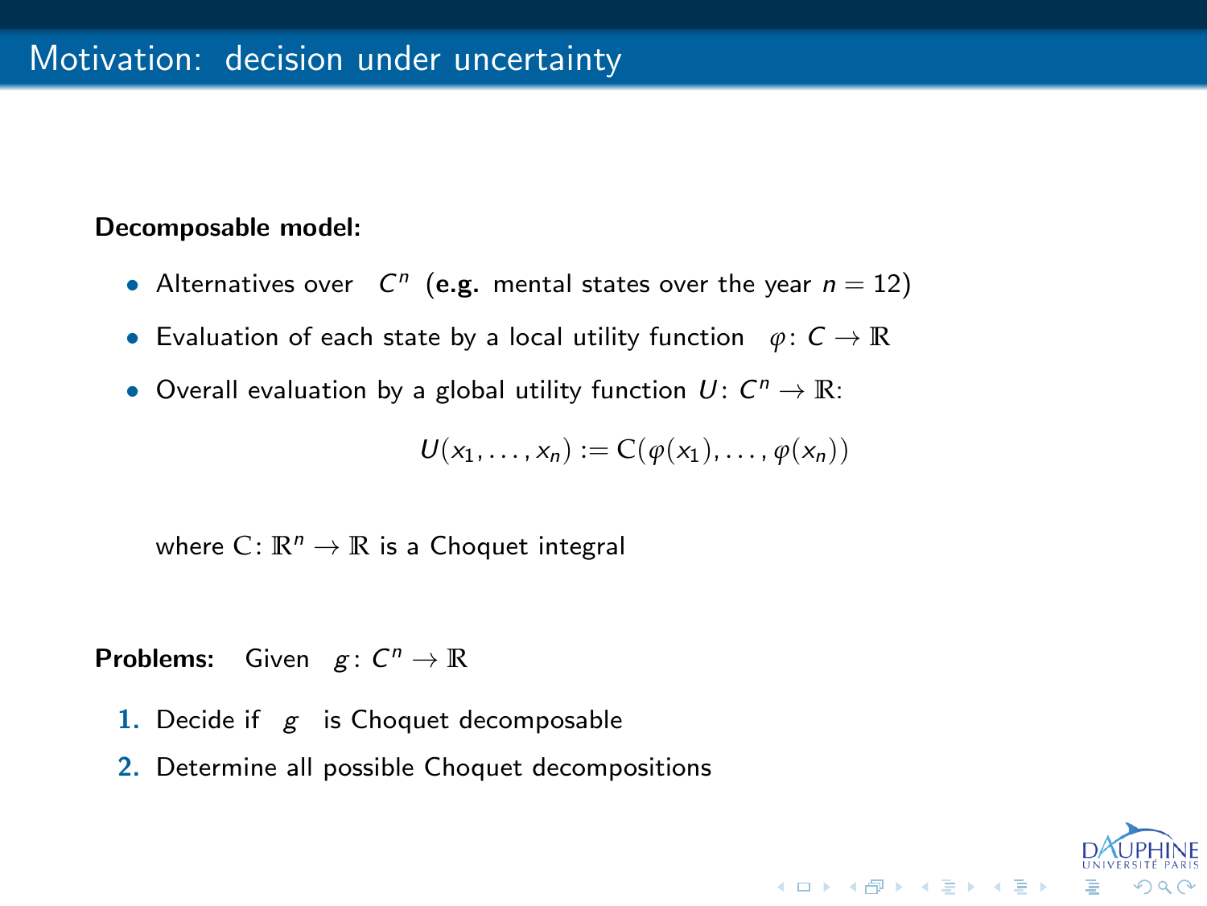## Motivation: decision under uncertainty

**Decomposable model:**

- Alternatives over $C^n$ (**e.g.** mental states over the year $n = 12$)
- Evaluation of each state by a local utility function $\varphi\colon C \to \mathbb{R}$
- Overall evaluation by a global utility function $U\colon C^n \to \mathbb{R}$:

$$U(x_1, \ldots, x_n) := \mathrm{C}(\varphi(x_1), \ldots, \varphi(x_n))$$

where $\mathrm{C}\colon \mathbb{R}^n \to \mathbb{R}$ is a Choquet integral

**Problems:** Given $g\colon C^n \to \mathbb{R}$

1. Decide if $g$ is Choquet decomposable
2. Determine all possible Choquet decompositions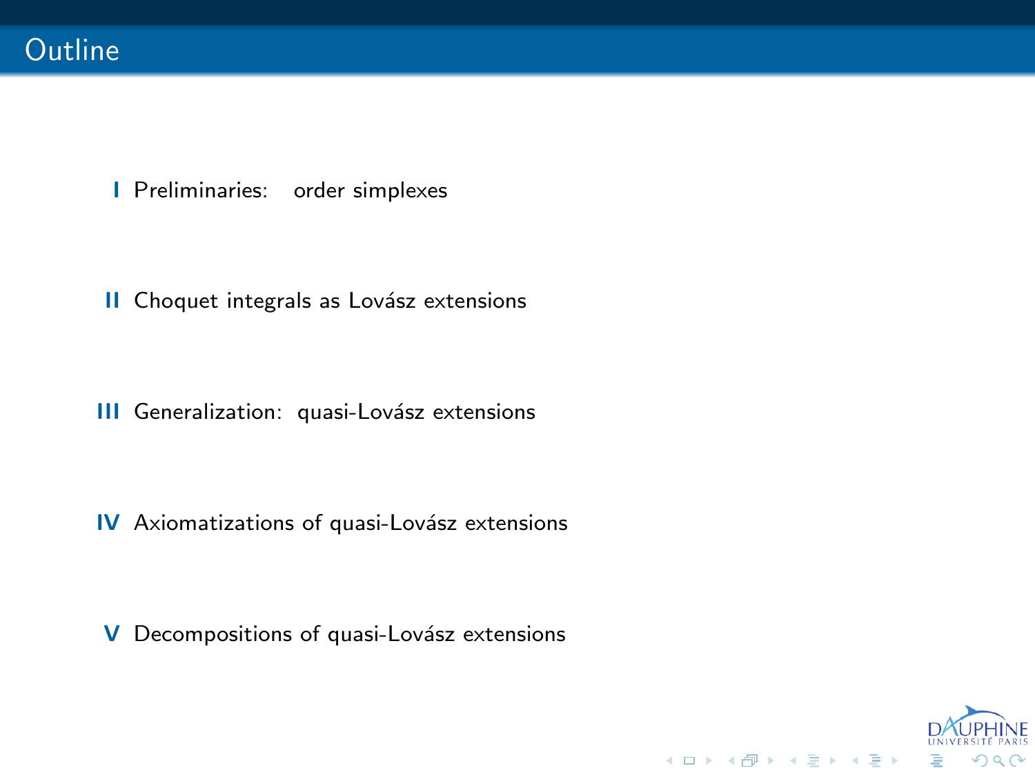# Outline

**I** Preliminaries: order simplexes

**II** Choquet integrals as Lovász extensions

**III** Generalization: quasi-Lovász extensions

**IV** Axiomatizations of quasi-Lovász extensions

**V** Decompositions of quasi-Lovász extensions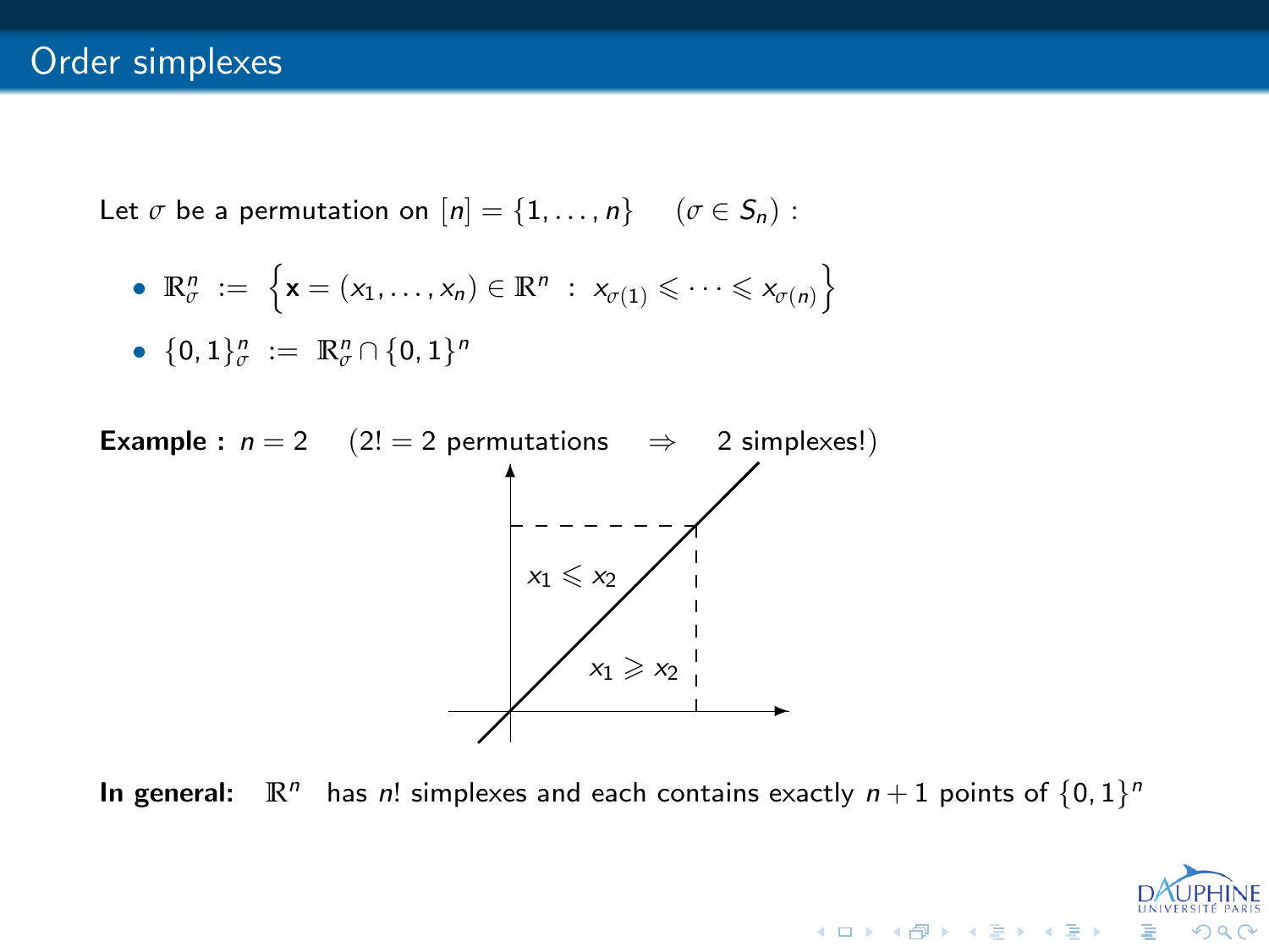# Order simplexes

Let $\sigma$ be a permutation on $[n] = \{1, \ldots, n\}$ $\quad (\sigma \in S_n)$ :

- $\mathbb{R}^n_\sigma \;:=\; \Big\{ \mathbf{x} = (x_1, \ldots, x_n) \in \mathbb{R}^n \;:\; x_{\sigma(1)} \leqslant \cdots \leqslant x_{\sigma(n)} \Big\}$
- $\{0,1\}^n_\sigma \;:=\; \mathbb{R}^n_\sigma \cap \{0,1\}^n$

**Example :** $n = 2$ $\quad$ ($2! = 2$ permutations $\quad \Rightarrow \quad$ 2 simplexes!)

$x_1 \leqslant x_2$

$x_1 \geqslant x_2$

**In general:** $\quad \mathbb{R}^n$ has $n!$ simplexes and each contains exactly $n+1$ points of $\{0,1\}^n$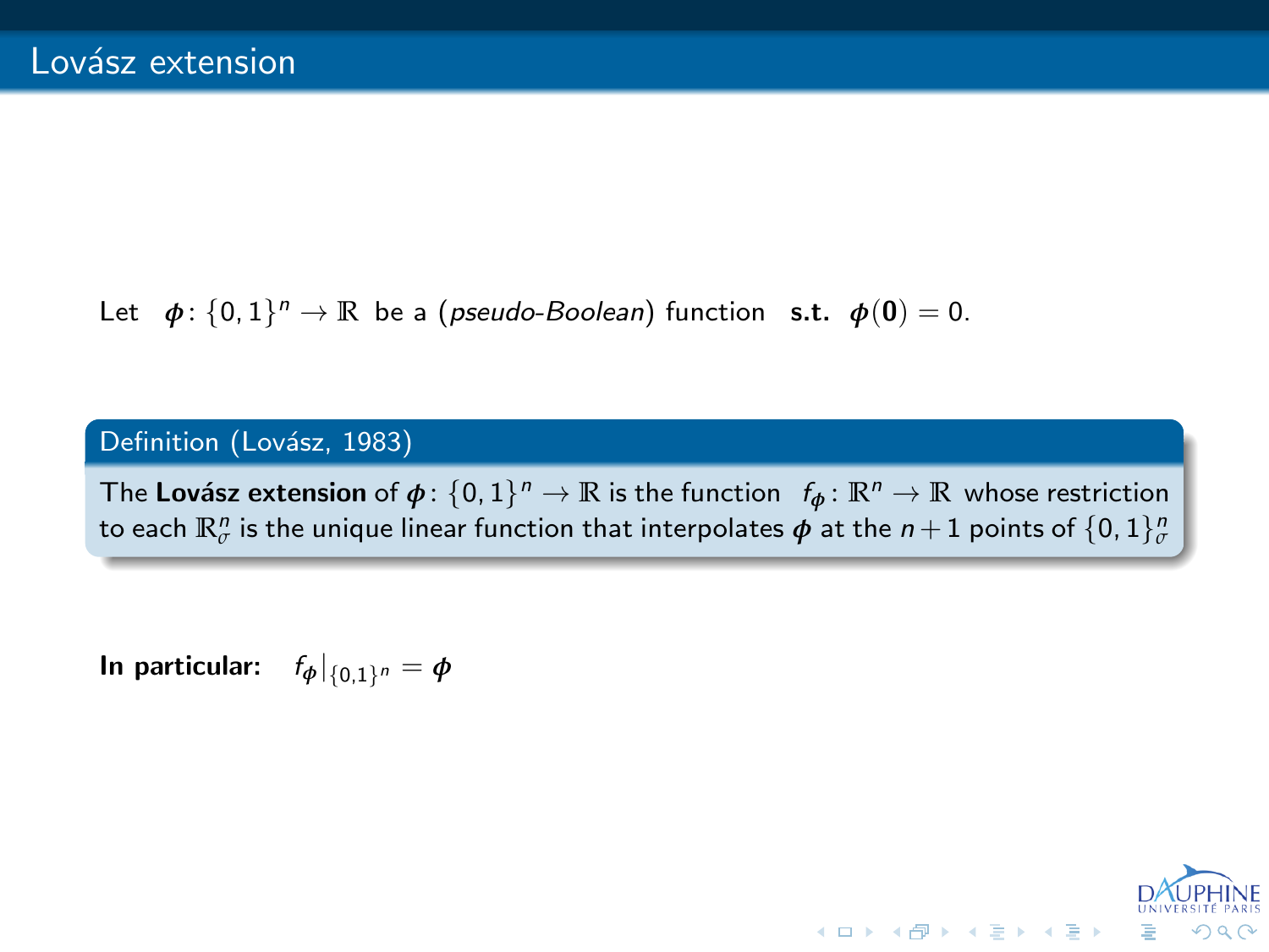# Lovász extension

Let $\boldsymbol{\phi}\colon \{0,1\}^n \to \mathbb{R}$ be a (*pseudo-Boolean*) function **s.t.** $\boldsymbol{\phi}(\mathbf{0}) = 0$.

**Definition (Lovász, 1983)**

The **Lovász extension** of $\boldsymbol{\phi}\colon \{0,1\}^n \to \mathbb{R}$ is the function $f_{\boldsymbol{\phi}}\colon \mathbb{R}^n \to \mathbb{R}$ whose restriction to each $\mathbb{R}^n_\sigma$ is the unique linear function that interpolates $\boldsymbol{\phi}$ at the $n+1$ points of $\{0,1\}^n_\sigma$

**In particular:** $f_{\boldsymbol{\phi}}|_{\{0,1\}^n} = \boldsymbol{\phi}$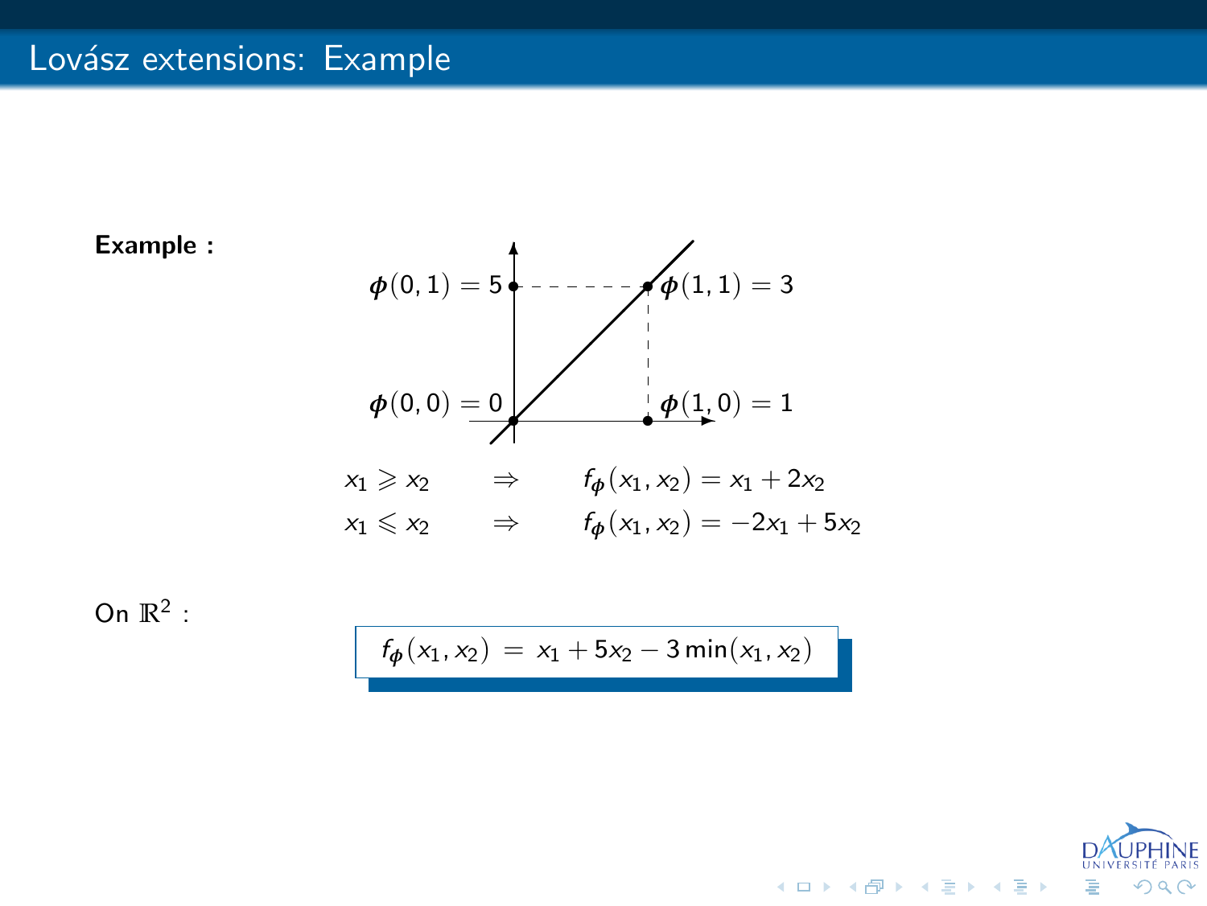# Lovász extensions: Example

**Example :**

$\phi(0,1) = 5$ $\phi(1,1) = 3$

$\phi(0,0) = 0$ $\phi(1,0) = 1$

$$x_1 \geqslant x_2 \quad \Rightarrow \quad f_{\phi}(x_1, x_2) = x_1 + 2x_2$$

$$x_1 \leqslant x_2 \quad \Rightarrow \quad f_{\phi}(x_1, x_2) = -2x_1 + 5x_2$$

On $\mathbb{R}^2$ :

$$f_{\phi}(x_1, x_2) \;=\; x_1 + 5x_2 - 3\min(x_1, x_2)$$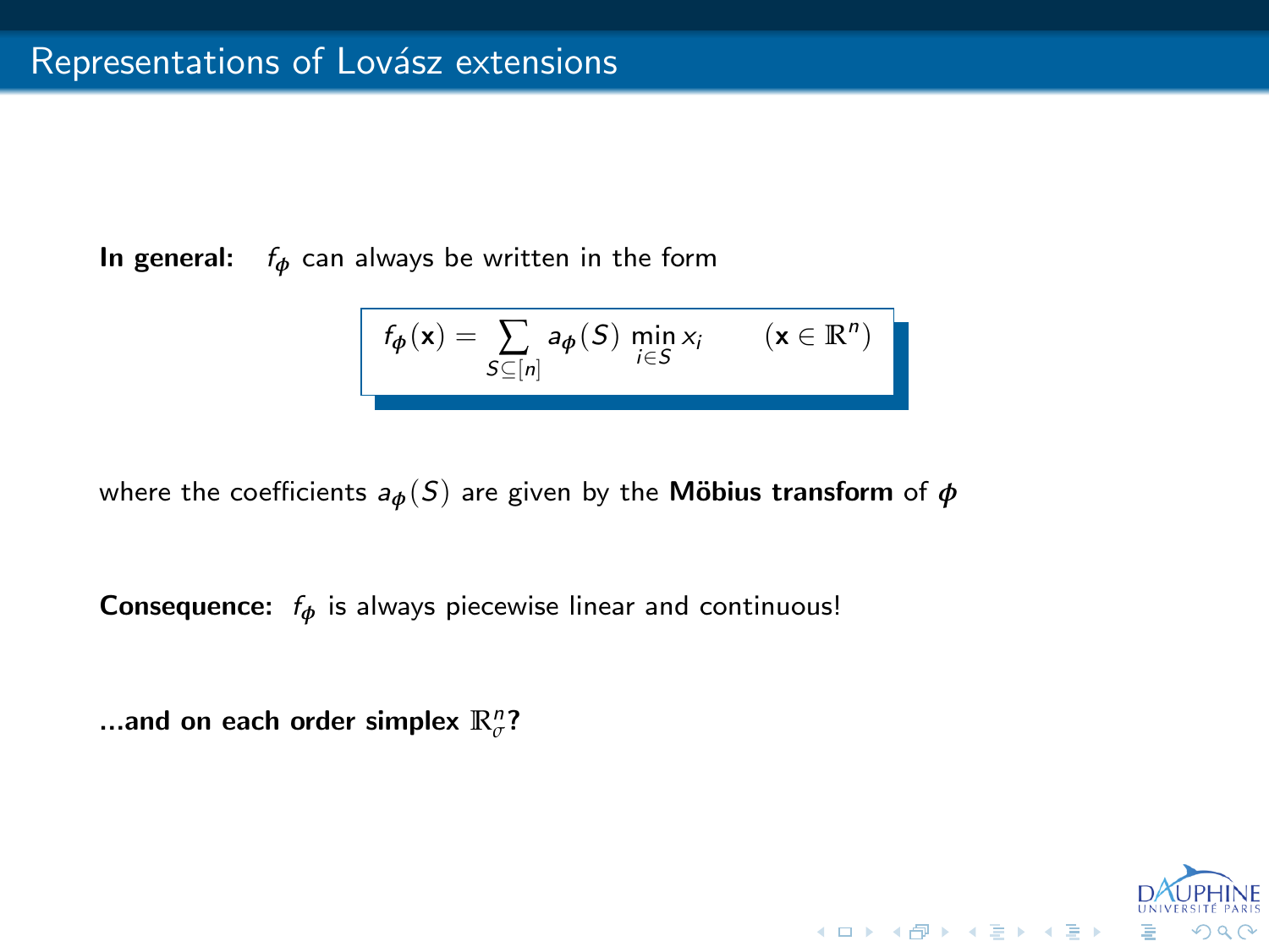# Representations of Lovász extensions

**In general:** $f_{\phi}$ can always be written in the form

$$f_{\phi}(\mathbf{x}) = \sum_{S \subseteq [n]} a_{\phi}(S) \min_{i \in S} x_i \qquad (\mathbf{x} \in \mathbb{R}^n)$$

where the coefficients $a_{\phi}(S)$ are given by the **Möbius transform** of $\phi$

**Consequence:** $f_{\phi}$ is always piecewise linear and continuous!

**...and on each order simplex $\mathbb{R}^n_{\sigma}$?**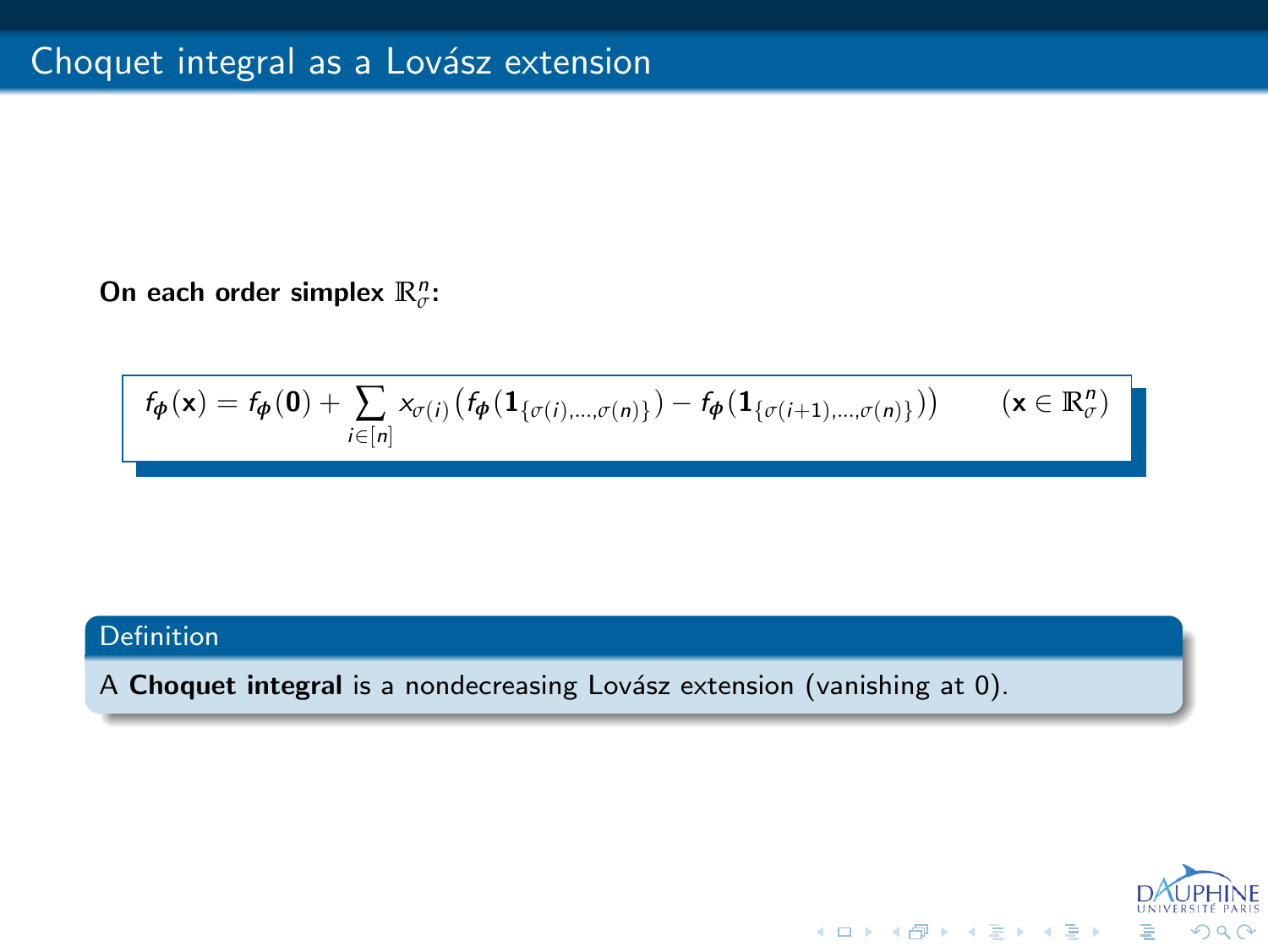# Choquet integral as a Lovász extension

**On each order simplex $\mathbb{R}^n_\sigma$:**

$$f_{\boldsymbol{\phi}}(\mathbf{x}) = f_{\boldsymbol{\phi}}(\mathbf{0}) + \sum_{i\in[n]} x_{\sigma(i)}\big(f_{\boldsymbol{\phi}}(\mathbf{1}_{\{\sigma(i),\ldots,\sigma(n)\}}) - f_{\boldsymbol{\phi}}(\mathbf{1}_{\{\sigma(i+1),\ldots,\sigma(n)\}})\big) \qquad (\mathbf{x}\in\mathbb{R}^n_\sigma)$$

**Definition**

A **Choquet integral** is a nondecreasing Lovász extension (vanishing at 0).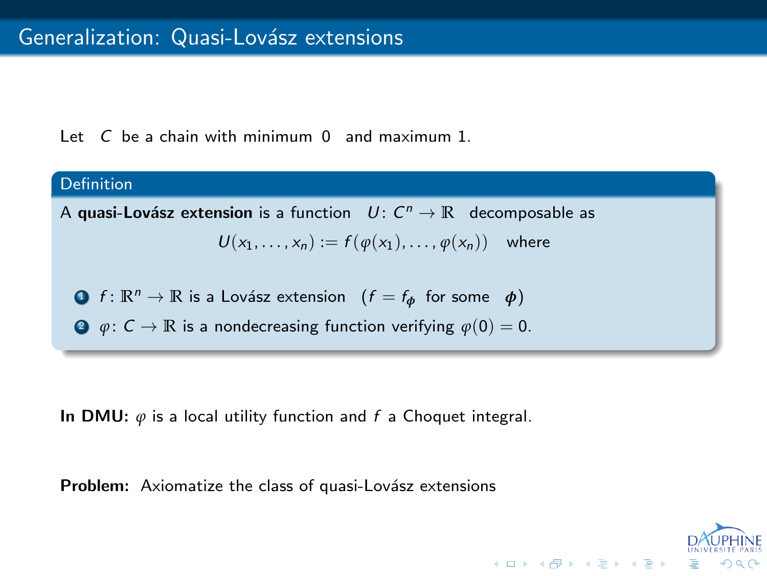## Generalization: Quasi-Lovász extensions

Let $C$ be a chain with minimum $0$ and maximum $1$.

**Definition**

A **quasi-Lovász extension** is a function $U\colon C^n \to \mathbb{R}$ decomposable as

$$U(x_1, \ldots, x_n) := f(\varphi(x_1), \ldots, \varphi(x_n)) \quad \text{where}$$

1. $f\colon \mathbb{R}^n \to \mathbb{R}$ is a Lovász extension $(f = f_{\boldsymbol{\phi}}$ for some $\boldsymbol{\phi})$
2. $\varphi\colon C \to \mathbb{R}$ is a nondecreasing function verifying $\varphi(0) = 0$.

**In DMU:** $\varphi$ is a local utility function and $f$ a Choquet integral.

**Problem:** Axiomatize the class of quasi-Lovász extensions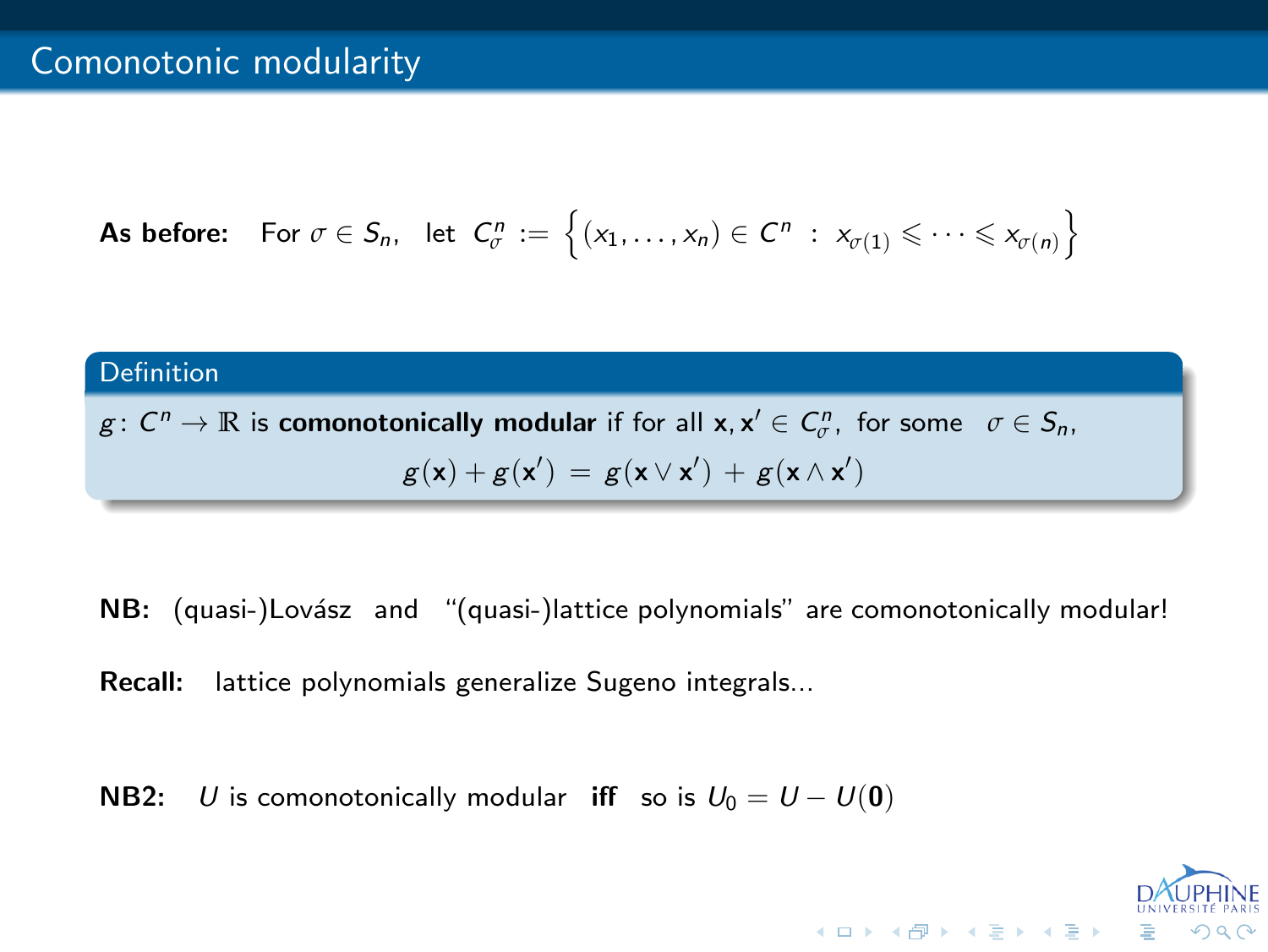# Comonotonic modularity

**As before:** For $\sigma \in S_n$, let $C^n_\sigma := \left\{(x_1, \ldots, x_n) \in C^n \ : \ x_{\sigma(1)} \leqslant \cdots \leqslant x_{\sigma(n)}\right\}$

**Definition**

$g \colon C^n \to \mathbb{R}$ is **comonotonically modular** if for all $\mathbf{x}, \mathbf{x}' \in C^n_\sigma$, for some $\sigma \in S_n$,

$$g(\mathbf{x}) + g(\mathbf{x}') = g(\mathbf{x} \vee \mathbf{x}') + g(\mathbf{x} \wedge \mathbf{x}')$$

**NB:** (quasi-)Lovász and "(quasi-)lattice polynomials" are comonotonically modular!

**Recall:** lattice polynomials generalize Sugeno integrals...

**NB2:** $U$ is comonotonically modular **iff** so is $U_0 = U - U(\mathbf{0})$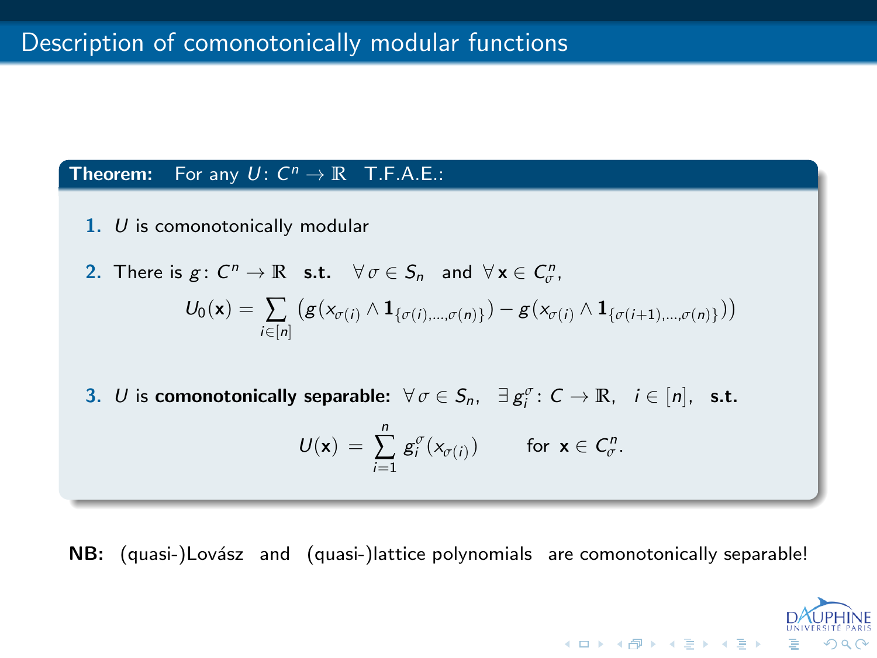# Description of comonotonically modular functions

**Theorem:** For any $U\colon C^n \to \mathbb{R}$ T.F.A.E.:

1. $U$ is comonotonically modular
2. There is $g\colon C^n \to \mathbb{R}$ **s.t.** $\forall\, \sigma \in S_n$ and $\forall\, \mathbf{x} \in C^n_\sigma$,

$$U_0(\mathbf{x}) = \sum_{i\in[n]} \big(g(x_{\sigma(i)} \wedge \mathbf{1}_{\{\sigma(i),\ldots,\sigma(n)\}}) - g(x_{\sigma(i)} \wedge \mathbf{1}_{\{\sigma(i+1),\ldots,\sigma(n)\}})\big)$$

3. $U$ is **comonotonically separable:** $\forall\, \sigma \in S_n$, $\exists\, g_i^\sigma\colon C \to \mathbb{R}$, $i \in [n]$, **s.t.**

$$U(\mathbf{x}) \;=\; \sum_{i=1}^{n} g_i^\sigma(x_{\sigma(i)}) \qquad \text{for } \mathbf{x} \in C^n_\sigma.$$

**NB:** (quasi-)Lovász and (quasi-)lattice polynomials are comonotonically separable!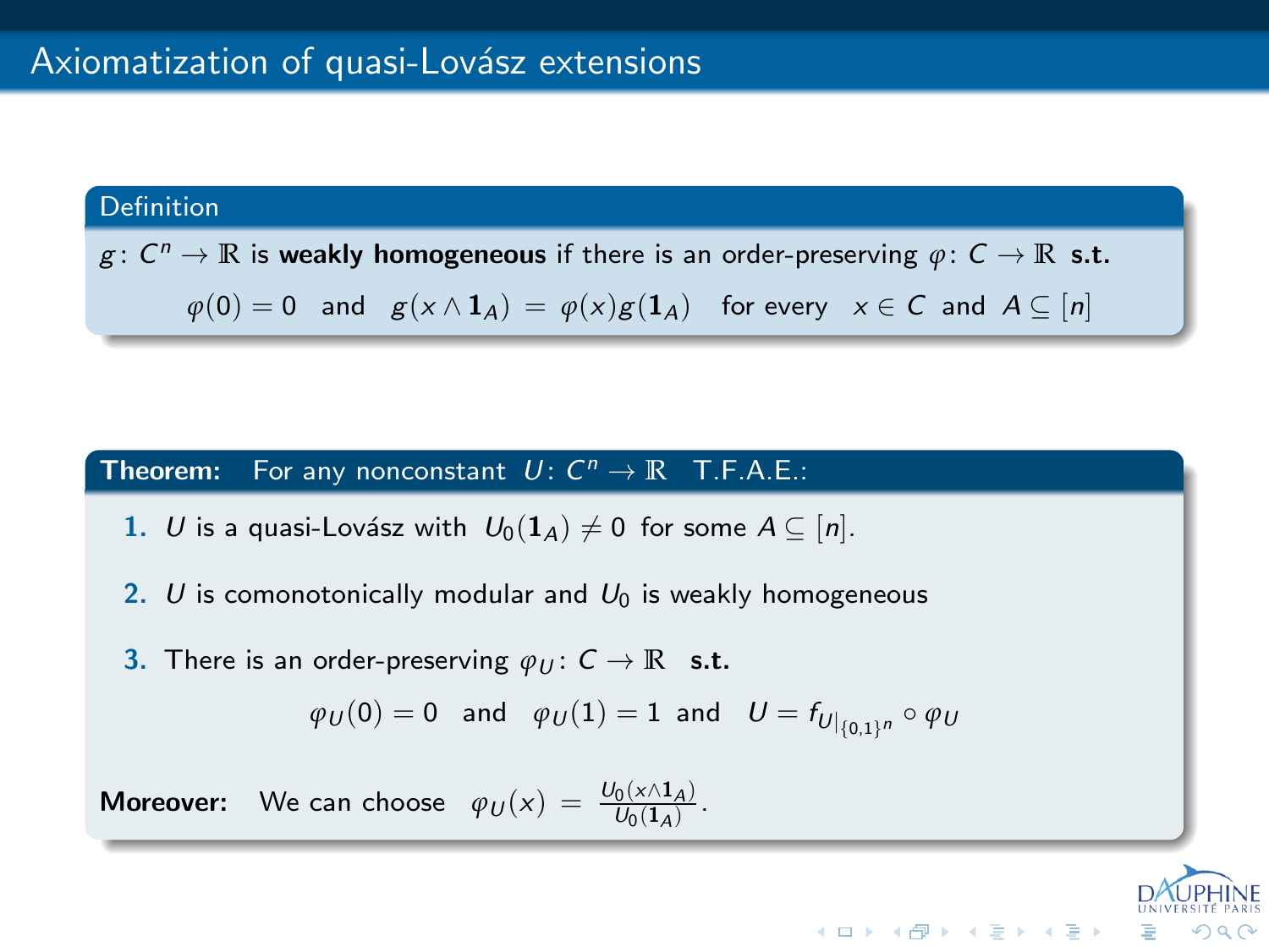# Axiomatization of quasi-Lovász extensions

**Definition**

$g\colon C^n \to \mathbb{R}$ is **weakly homogeneous** if there is an order-preserving $\varphi\colon C \to \mathbb{R}$ **s.t.**

$$\varphi(0) = 0 \quad \text{and} \quad g(x \wedge \mathbf{1}_A) = \varphi(x)g(\mathbf{1}_A) \quad \text{for every} \quad x \in C \text{ and } A \subseteq [n]$$

**Theorem:** For any nonconstant $U\colon C^n \to \mathbb{R}$ T.F.A.E.:

1. $U$ is a quasi-Lovász with $U_0(\mathbf{1}_A) \neq 0$ for some $A \subseteq [n]$.
2. $U$ is comonotonically modular and $U_0$ is weakly homogeneous
3. There is an order-preserving $\varphi_U\colon C \to \mathbb{R}$ **s.t.**

$$\varphi_U(0) = 0 \quad \text{and} \quad \varphi_U(1) = 1 \quad \text{and} \quad U = f_{U|_{\{0,1\}^n}} \circ \varphi_U$$

**Moreover:** We can choose $\varphi_U(x) = \frac{U_0(x \wedge \mathbf{1}_A)}{U_0(\mathbf{1}_A)}$.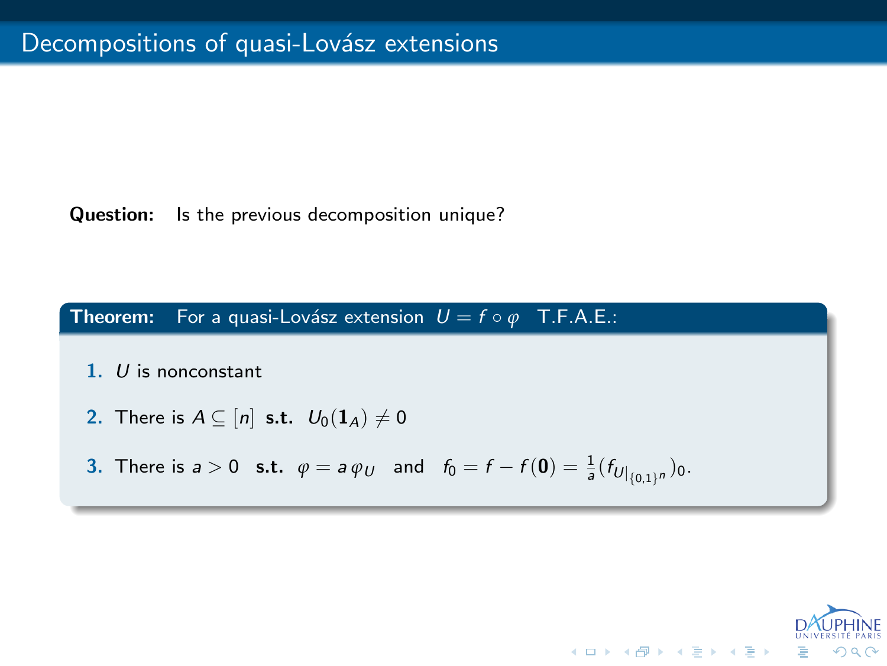## Decompositions of quasi-Lovász extensions

**Question:** Is the previous decomposition unique?

**Theorem:** For a quasi-Lovász extension $U = f \circ \varphi$ T.F.A.E.:

1. $U$ is nonconstant
2. There is $A \subseteq [n]$ **s.t.** $U_0(\mathbf{1}_A) \neq 0$
3. There is $a > 0$ **s.t.** $\varphi = a\,\varphi_U$ and $f_0 = f - f(\mathbf{0}) = \frac{1}{a}(f_{U|_{\{0,1\}^n}})_0$.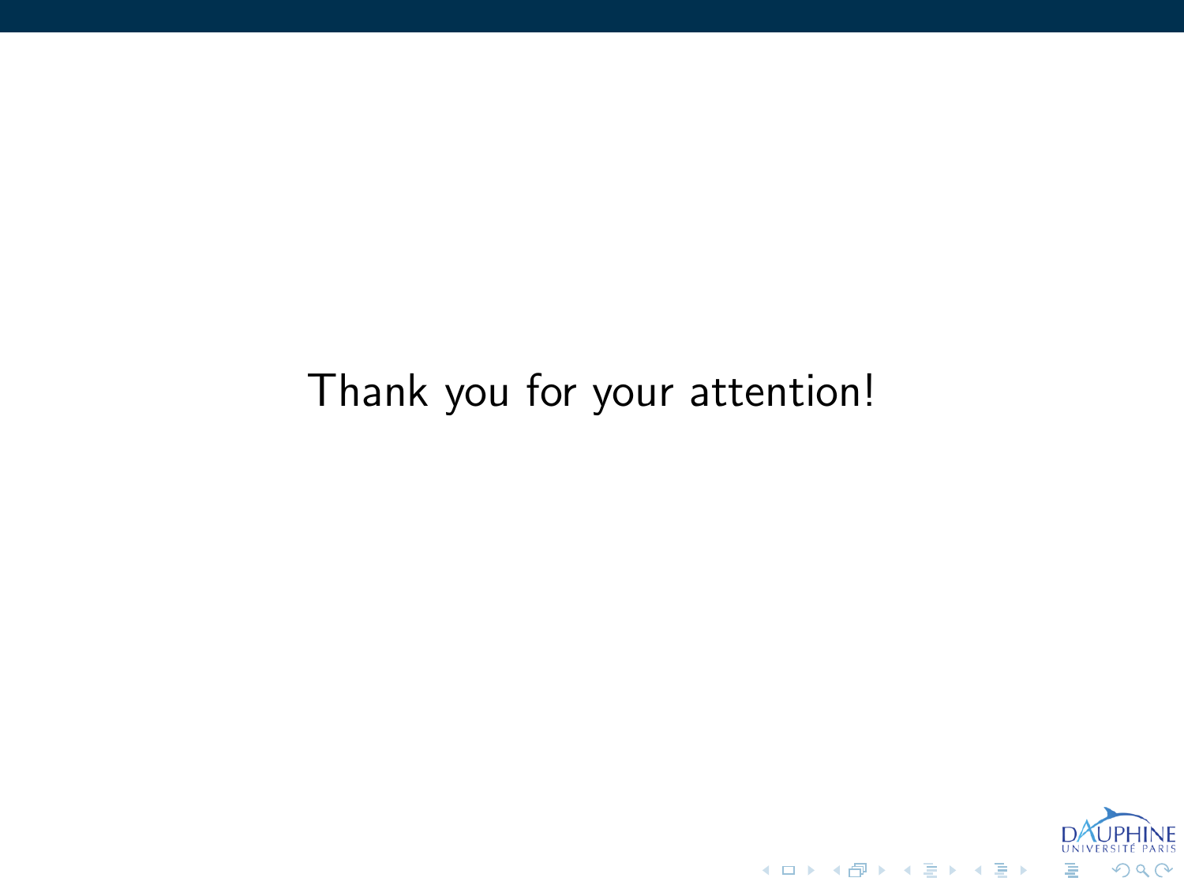Thank you for your attention!